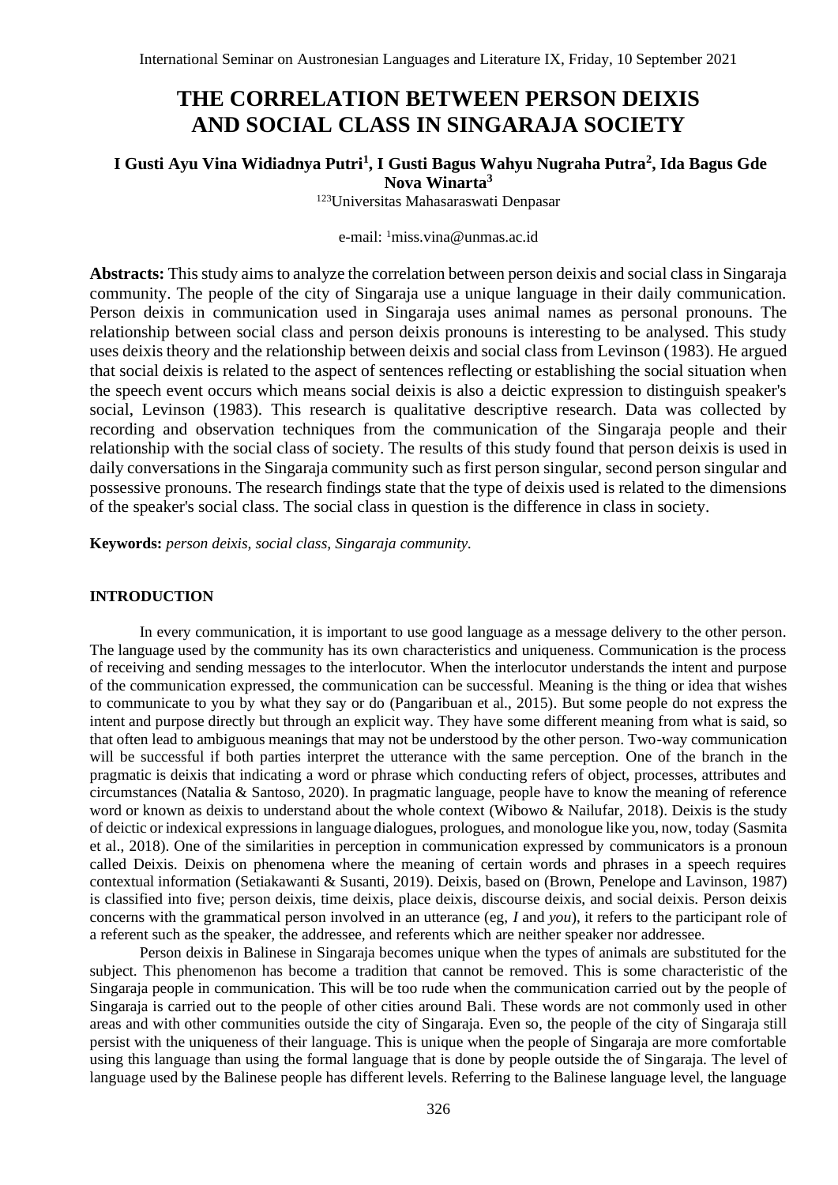# THE CORRELATION BETWEEN PERSON DEIXIS AND SOCIAL CLASS IN SINGARAJA SOCIETY

**I Gusti Ayu Vina Widiadnya Putri[1], I Gusti Bagus Wahyu Nugraha Putra[2], Ida Bagus Gde Nova Winarta[3]**

[123]Universitas Mahasaraswati Denpasar

e-mail: [1]miss.vina@unmas.ac.id

**Abstracts:** This study aims to analyze the correlation between person deixis and social class in Singaraja community. The people of the city of Singaraja use a unique language in their daily communication. Person deixis in communication used in Singaraja uses animal names as personal pronouns. The relationship between social class and person deixis pronouns is interesting to be analysed. This study uses deixis theory and the relationship between deixis and social class from Levinson (1983). He argued that social deixis is related to the aspect of sentences reflecting or establishing the social situation when the speech event occurs which means social deixis is also a deictic expression to distinguish speaker's social, Levinson (1983). This research is qualitative descriptive research. Data was collected by recording and observation techniques from the communication of the Singaraja people and their relationship with the social class of society. The results of this study found that person deixis is used in daily conversations in the Singaraja community such as first person singular, second person singular and possessive pronouns. The research findings state that the type of deixis used is related to the dimensions of the speaker's social class. The social class in question is the difference in class in society.

**Keywords:** *person deixis, social class, Singaraja community.*

## INTRODUCTION

In every communication, it is important to use good language as a message delivery to the other person. The language used by the community has its own characteristics and uniqueness. Communication is the process of receiving and sending messages to the interlocutor. When the interlocutor understands the intent and purpose of the communication expressed, the communication can be successful. Meaning is the thing or idea that wishes to communicate to you by what they say or do (Pangaribuan et al., 2015). But some people do not express the intent and purpose directly but through an explicit way. They have some different meaning from what is said, so that often lead to ambiguous meanings that may not be understood by the other person. Two-way communication will be successful if both parties interpret the utterance with the same perception. One of the branch in the pragmatic is deixis that indicating a word or phrase which conducting refers of object, processes, attributes and circumstances (Natalia & Santoso, 2020). In pragmatic language, people have to know the meaning of reference word or known as deixis to understand about the whole context (Wibowo & Nailufar, 2018). Deixis is the study of deictic or indexical expressions in language dialogues, prologues, and monologue like you, now, today (Sasmita et al., 2018). One of the similarities in perception in communication expressed by communicators is a pronoun called Deixis. Deixis on phenomena where the meaning of certain words and phrases in a speech requires contextual information (Setiakawanti & Susanti, 2019). Deixis, based on (Brown, Penelope and Lavinson, 1987) is classified into five; person deixis, time deixis, place deixis, discourse deixis, and social deixis. Person deixis concerns with the grammatical person involved in an utterance (eg, *I* and *you*), it refers to the participant role of a referent such as the speaker, the addressee, and referents which are neither speaker nor addressee.

Person deixis in Balinese in Singaraja becomes unique when the types of animals are substituted for the subject. This phenomenon has become a tradition that cannot be removed. This is some characteristic of the Singaraja people in communication. This will be too rude when the communication carried out by the people of Singaraja is carried out to the people of other cities around Bali. These words are not commonly used in other areas and with other communities outside the city of Singaraja. Even so, the people of the city of Singaraja still persist with the uniqueness of their language. This is unique when the people of Singaraja are more comfortable using this language than using the formal language that is done by people outside the of Singaraja. The level of language used by the Balinese people has different levels. Referring to the Balinese language level, the language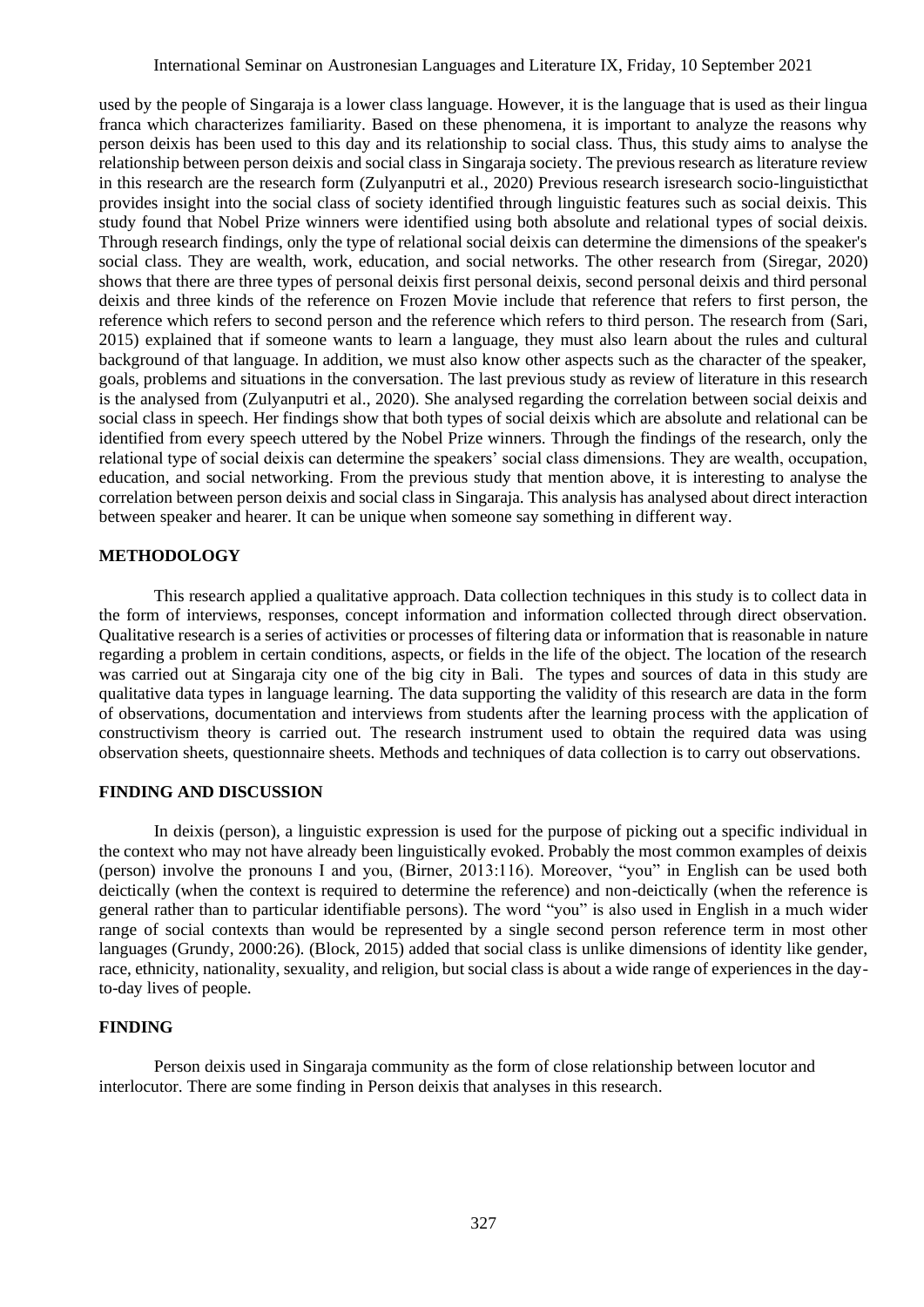used by the people of Singaraja is a lower class language. However, it is the language that is used as their lingua franca which characterizes familiarity. Based on these phenomena, it is important to analyze the reasons why person deixis has been used to this day and its relationship to social class. Thus, this study aims to analyse the relationship between person deixis and social class in Singaraja society. The previous research as literature review in this research are the research form (Zulyanputri et al., 2020) Previous research isresearch socio-linguisticthat provides insight into the social class of society identified through linguistic features such as social deixis. This study found that Nobel Prize winners were identified using both absolute and relational types of social deixis. Through research findings, only the type of relational social deixis can determine the dimensions of the speaker's social class. They are wealth, work, education, and social networks. The other research from (Siregar, 2020) shows that there are three types of personal deixis first personal deixis, second personal deixis and third personal deixis and three kinds of the reference on Frozen Movie include that reference that refers to first person, the reference which refers to second person and the reference which refers to third person. The research from (Sari, 2015) explained that if someone wants to learn a language, they must also learn about the rules and cultural background of that language. In addition, we must also know other aspects such as the character of the speaker, goals, problems and situations in the conversation. The last previous study as review of literature in this research is the analysed from (Zulyanputri et al., 2020). She analysed regarding the correlation between social deixis and social class in speech. Her findings show that both types of social deixis which are absolute and relational can be identified from every speech uttered by the Nobel Prize winners. Through the findings of the research, only the relational type of social deixis can determine the speakers' social class dimensions. They are wealth, occupation, education, and social networking. From the previous study that mention above, it is interesting to analyse the correlation between person deixis and social class in Singaraja. This analysis has analysed about direct interaction between speaker and hearer. It can be unique when someone say something in different way.

## METHODOLOGY

This research applied a qualitative approach. Data collection techniques in this study is to collect data in the form of interviews, responses, concept information and information collected through direct observation. Qualitative research is a series of activities or processes of filtering data or information that is reasonable in nature regarding a problem in certain conditions, aspects, or fields in the life of the object. The location of the research was carried out at Singaraja city one of the big city in Bali. The types and sources of data in this study are qualitative data types in language learning. The data supporting the validity of this research are data in the form of observations, documentation and interviews from students after the learning process with the application of constructivism theory is carried out. The research instrument used to obtain the required data was using observation sheets, questionnaire sheets. Methods and techniques of data collection is to carry out observations.

## FINDING AND DISCUSSION

In deixis (person), a linguistic expression is used for the purpose of picking out a specific individual in the context who may not have already been linguistically evoked. Probably the most common examples of deixis (person) involve the pronouns I and you, (Birner, 2013:116). Moreover, "you" in English can be used both deictically (when the context is required to determine the reference) and non-deictically (when the reference is general rather than to particular identifiable persons). The word "you" is also used in English in a much wider range of social contexts than would be represented by a single second person reference term in most other languages (Grundy, 2000:26). (Block, 2015) added that social class is unlike dimensions of identity like gender, race, ethnicity, nationality, sexuality, and religion, but social class is about a wide range of experiences in the day-to-day lives of people.

## FINDING

Person deixis used in Singaraja community as the form of close relationship between locutor and interlocutor. There are some finding in Person deixis that analyses in this research.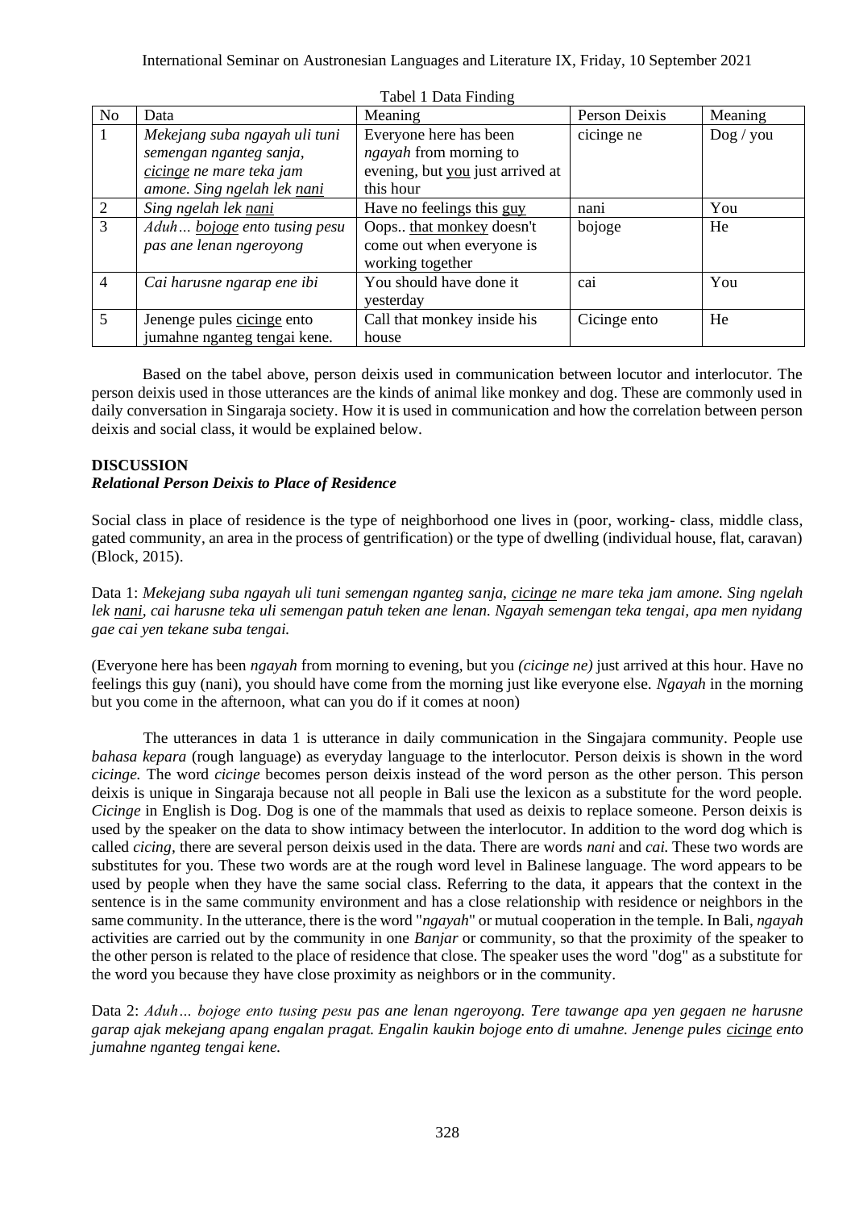Tabel 1 Data Finding

| No | Data | Meaning | Person Deixis | Meaning |
|---|---|---|---|---|
| 1 | *Mekejang suba ngayah uli tuni semengan nganteg sanja, cicinge ne mare teka jam amone. Sing ngelah lek nani* | Everyone here has been *ngayah* from morning to evening, but you just arrived at this hour | cicinge ne | Dog / you |
| 2 | *Sing ngelah lek nani* | Have no feelings this guy | nani | You |
| 3 | *Aduh… bojoge ento tusing pesu pas ane lenan ngeroyong* | Oops.. that monkey doesn't come out when everyone is working together | bojoge | He |
| 4 | *Cai harusne ngarap ene ibi* | You should have done it yesterday | cai | You |
| 5 | Jenenge pules cicinge ento jumahne nganteg tengai kene. | Call that monkey inside his house | Cicinge ento | He |

Based on the tabel above, person deixis used in communication between locutor and interlocutor. The person deixis used in those utterances are the kinds of animal like monkey and dog. These are commonly used in daily conversation in Singaraja society. How it is used in communication and how the correlation between person deixis and social class, it would be explained below.

## DISCUSSION

### *Relational Person Deixis to Place of Residence*

Social class in place of residence is the type of neighborhood one lives in (poor, working- class, middle class, gated community, an area in the process of gentrification) or the type of dwelling (individual house, flat, caravan) (Block, 2015).

Data 1: *Mekejang suba ngayah uli tuni semengan nganteg sanja, cicinge ne mare teka jam amone. Sing ngelah lek nani, cai harusne teka uli semengan patuh teken ane lenan. Ngayah semengan teka tengai, apa men nyidang gae cai yen tekane suba tengai.*

(Everyone here has been *ngayah* from morning to evening, but you *(cicinge ne)* just arrived at this hour. Have no feelings this guy (nani), you should have come from the morning just like everyone else. *Ngayah* in the morning but you come in the afternoon, what can you do if it comes at noon)

The utterances in data 1 is utterance in daily communication in the Singajara community. People use *bahasa kepara* (rough language) as everyday language to the interlocutor. Person deixis is shown in the word *cicinge.* The word *cicinge* becomes person deixis instead of the word person as the other person. This person deixis is unique in Singaraja because not all people in Bali use the lexicon as a substitute for the word people. *Cicinge* in English is Dog. Dog is one of the mammals that used as deixis to replace someone. Person deixis is used by the speaker on the data to show intimacy between the interlocutor. In addition to the word dog which is called *cicing,* there are several person deixis used in the data. There are words *nani* and *cai.* These two words are substitutes for you. These two words are at the rough word level in Balinese language. The word appears to be used by people when they have the same social class. Referring to the data, it appears that the context in the sentence is in the same community environment and has a close relationship with residence or neighbors in the same community. In the utterance, there is the word "*ngayah*" or mutual cooperation in the temple. In Bali, *ngayah* activities are carried out by the community in one *Banjar* or community, so that the proximity of the speaker to the other person is related to the place of residence that close. The speaker uses the word "dog" as a substitute for the word you because they have close proximity as neighbors or in the community.

Data 2: *Aduh… bojoge ento tusing pesu pas ane lenan ngeroyong. Tere tawange apa yen gegaen ne harusne garap ajak mekejang apang engalan pragat. Engalin kaukin bojoge ento di umahne. Jenenge pules cicinge ento jumahne nganteg tengai kene.*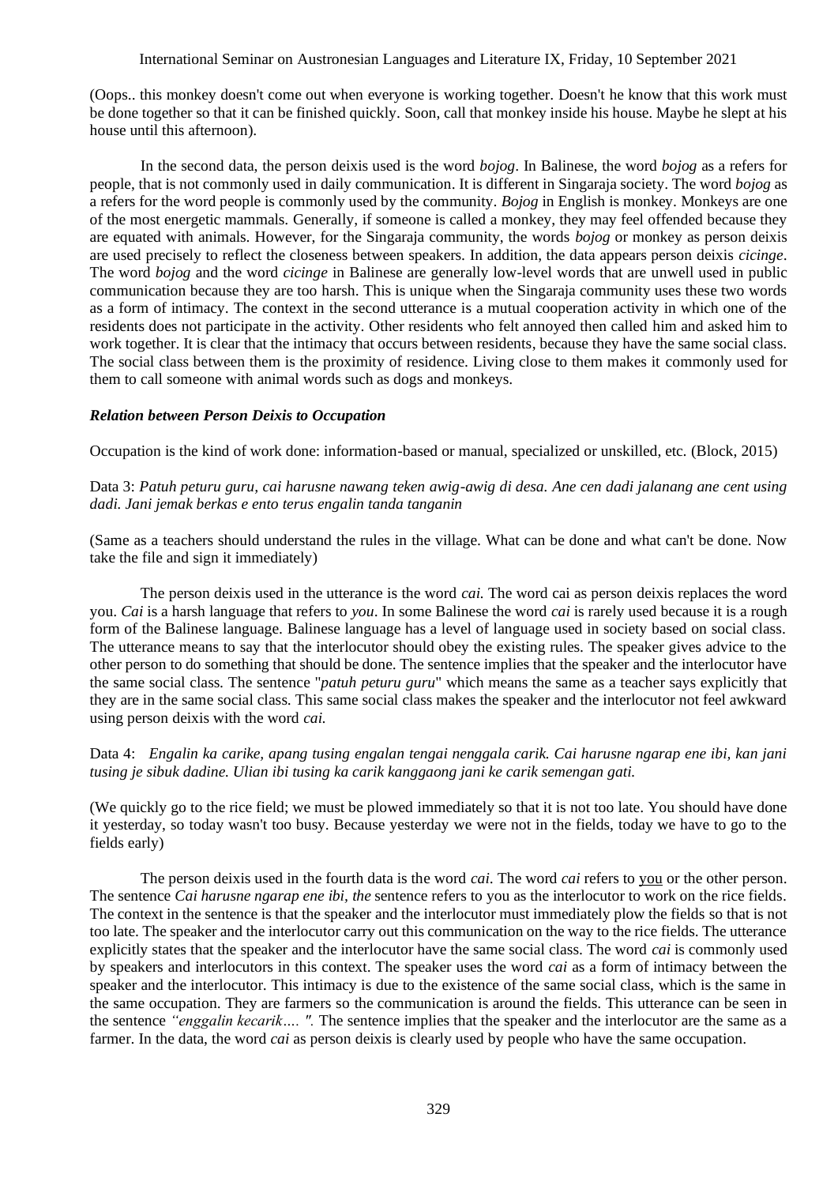(Oops.. this monkey doesn't come out when everyone is working together. Doesn't he know that this work must be done together so that it can be finished quickly. Soon, call that monkey inside his house. Maybe he slept at his house until this afternoon).

In the second data, the person deixis used is the word *bojog*. In Balinese, the word *bojog* as a refers for people, that is not commonly used in daily communication. It is different in Singaraja society. The word *bojog* as a refers for the word people is commonly used by the community. *Bojog* in English is monkey. Monkeys are one of the most energetic mammals. Generally, if someone is called a monkey, they may feel offended because they are equated with animals. However, for the Singaraja community, the words *bojog* or monkey as person deixis are used precisely to reflect the closeness between speakers. In addition, the data appears person deixis *cicinge*. The word *bojog* and the word *cicinge* in Balinese are generally low-level words that are unwell used in public communication because they are too harsh. This is unique when the Singaraja community uses these two words as a form of intimacy. The context in the second utterance is a mutual cooperation activity in which one of the residents does not participate in the activity. Other residents who felt annoyed then called him and asked him to work together. It is clear that the intimacy that occurs between residents, because they have the same social class. The social class between them is the proximity of residence. Living close to them makes it commonly used for them to call someone with animal words such as dogs and monkeys.

***Relation between Person Deixis to Occupation***

Occupation is the kind of work done: information-based or manual, specialized or unskilled, etc. (Block, 2015)

Data 3: *Patuh peturu guru, cai harusne nawang teken awig-awig di desa. Ane cen dadi jalanang ane cent using dadi. Jani jemak berkas e ento terus engalin tanda tanganin*

(Same as a teachers should understand the rules in the village. What can be done and what can't be done. Now take the file and sign it immediately)

The person deixis used in the utterance is the word *cai.* The word cai as person deixis replaces the word you. *Cai* is a harsh language that refers to *you*. In some Balinese the word *cai* is rarely used because it is a rough form of the Balinese language. Balinese language has a level of language used in society based on social class. The utterance means to say that the interlocutor should obey the existing rules. The speaker gives advice to the other person to do something that should be done. The sentence implies that the speaker and the interlocutor have the same social class. The sentence "*patuh peturu guru*" which means the same as a teacher says explicitly that they are in the same social class. This same social class makes the speaker and the interlocutor not feel awkward using person deixis with the word *cai.*

Data 4: *Engalin ka carike, apang tusing engalan tengai nenggala carik. Cai harusne ngarap ene ibi, kan jani tusing je sibuk dadine. Ulian ibi tusing ka carik kanggaong jani ke carik semengan gati.*

(We quickly go to the rice field; we must be plowed immediately so that it is not too late. You should have done it yesterday, so today wasn't too busy. Because yesterday we were not in the fields, today we have to go to the fields early)

The person deixis used in the fourth data is the word *cai*. The word *cai* refers to <u>you</u> or the other person. The sentence *Cai harusne ngarap ene ibi, the* sentence refers to you as the interlocutor to work on the rice fields. The context in the sentence is that the speaker and the interlocutor must immediately plow the fields so that is not too late. The speaker and the interlocutor carry out this communication on the way to the rice fields. The utterance explicitly states that the speaker and the interlocutor have the same social class. The word *cai* is commonly used by speakers and interlocutors in this context. The speaker uses the word *cai* as a form of intimacy between the speaker and the interlocutor. This intimacy is due to the existence of the same social class, which is the same in the same occupation. They are farmers so the communication is around the fields. This utterance can be seen in the sentence *"enggalin kecarik…. ".* The sentence implies that the speaker and the interlocutor are the same as a farmer. In the data, the word *cai* as person deixis is clearly used by people who have the same occupation.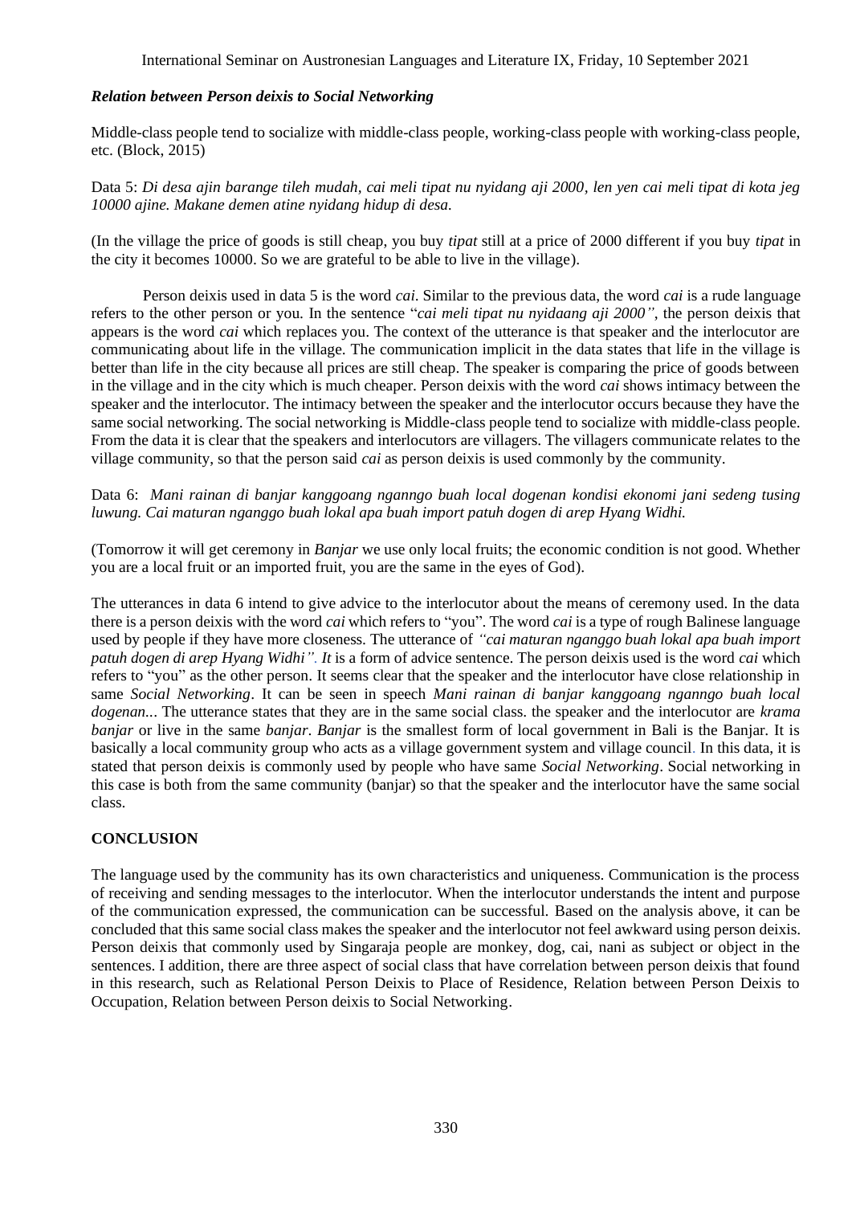### *Relation between Person deixis to Social Networking*

Middle-class people tend to socialize with middle-class people, working-class people with working-class people, etc. (Block, 2015)

Data 5: *Di desa ajin barange tileh mudah, cai meli tipat nu nyidang aji 2000, len yen cai meli tipat di kota jeg 10000 ajine. Makane demen atine nyidang hidup di desa.*

(In the village the price of goods is still cheap, you buy *tipat* still at a price of 2000 different if you buy *tipat* in the city it becomes 10000. So we are grateful to be able to live in the village).

Person deixis used in data 5 is the word *cai*. Similar to the previous data, the word *cai* is a rude language refers to the other person or you. In the sentence "*cai meli tipat nu nyidaang aji 2000"*, the person deixis that appears is the word *cai* which replaces you. The context of the utterance is that speaker and the interlocutor are communicating about life in the village. The communication implicit in the data states that life in the village is better than life in the city because all prices are still cheap. The speaker is comparing the price of goods between in the village and in the city which is much cheaper. Person deixis with the word *cai* shows intimacy between the speaker and the interlocutor. The intimacy between the speaker and the interlocutor occurs because they have the same social networking. The social networking is Middle-class people tend to socialize with middle-class people. From the data it is clear that the speakers and interlocutors are villagers. The villagers communicate relates to the village community, so that the person said *cai* as person deixis is used commonly by the community.

Data 6: *Mani rainan di banjar kanggoang nganngo buah local dogenan kondisi ekonomi jani sedeng tusing luwung. Cai maturan nganggo buah lokal apa buah import patuh dogen di arep Hyang Widhi.*

(Tomorrow it will get ceremony in *Banjar* we use only local fruits; the economic condition is not good. Whether you are a local fruit or an imported fruit, you are the same in the eyes of God).

The utterances in data 6 intend to give advice to the interlocutor about the means of ceremony used. In the data there is a person deixis with the word *cai* which refers to "you". The word *cai* is a type of rough Balinese language used by people if they have more closeness. The utterance of *"cai maturan nganggo buah lokal apa buah import patuh dogen di arep Hyang Widhi". It* is a form of advice sentence. The person deixis used is the word *cai* which refers to "you" as the other person. It seems clear that the speaker and the interlocutor have close relationship in same *Social Networking*. It can be seen in speech *Mani rainan di banjar kanggoang nganngo buah local dogenan...* The utterance states that they are in the same social class. the speaker and the interlocutor are *krama banjar* or live in the same *banjar*. *Banjar* is the smallest form of local government in Bali is the Banjar. It is basically a local community group who acts as a village government system and village council. In this data, it is stated that person deixis is commonly used by people who have same *Social Networking*. Social networking in this case is both from the same community (banjar) so that the speaker and the interlocutor have the same social class.

## CONCLUSION

The language used by the community has its own characteristics and uniqueness. Communication is the process of receiving and sending messages to the interlocutor. When the interlocutor understands the intent and purpose of the communication expressed, the communication can be successful. Based on the analysis above, it can be concluded that this same social class makes the speaker and the interlocutor not feel awkward using person deixis. Person deixis that commonly used by Singaraja people are monkey, dog, cai, nani as subject or object in the sentences. I addition, there are three aspect of social class that have correlation between person deixis that found in this research, such as Relational Person Deixis to Place of Residence, Relation between Person Deixis to Occupation, Relation between Person deixis to Social Networking.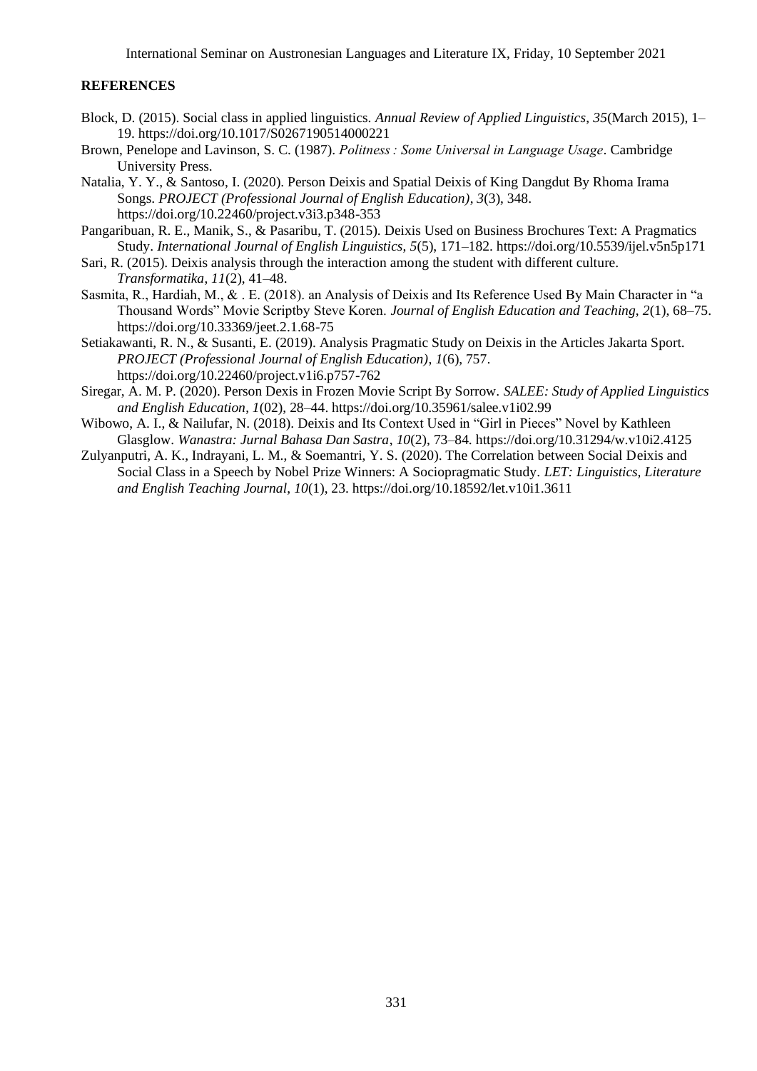## REFERENCES

Block, D. (2015). Social class in applied linguistics. *Annual Review of Applied Linguistics*, *35*(March 2015), 1–19. https://doi.org/10.1017/S0267190514000221

Brown, Penelope and Lavinson, S. C. (1987). *Politness : Some Universal in Language Usage*. Cambridge University Press.

Natalia, Y. Y., & Santoso, I. (2020). Person Deixis and Spatial Deixis of King Dangdut By Rhoma Irama Songs. *PROJECT (Professional Journal of English Education)*, *3*(3), 348. https://doi.org/10.22460/project.v3i3.p348-353

Pangaribuan, R. E., Manik, S., & Pasaribu, T. (2015). Deixis Used on Business Brochures Text: A Pragmatics Study. *International Journal of English Linguistics*, *5*(5), 171–182. https://doi.org/10.5539/ijel.v5n5p171

Sari, R. (2015). Deixis analysis through the interaction among the student with different culture. *Transformatika*, *11*(2), 41–48.

Sasmita, R., Hardiah, M., & . E. (2018). an Analysis of Deixis and Its Reference Used By Main Character in "a Thousand Words" Movie Scriptby Steve Koren. *Journal of English Education and Teaching*, *2*(1), 68–75. https://doi.org/10.33369/jeet.2.1.68-75

Setiakawanti, R. N., & Susanti, E. (2019). Analysis Pragmatic Study on Deixis in the Articles Jakarta Sport. *PROJECT (Professional Journal of English Education)*, *1*(6), 757. https://doi.org/10.22460/project.v1i6.p757-762

Siregar, A. M. P. (2020). Person Dexis in Frozen Movie Script By Sorrow. *SALEE: Study of Applied Linguistics and English Education*, *1*(02), 28–44. https://doi.org/10.35961/salee.v1i02.99

Wibowo, A. I., & Nailufar, N. (2018). Deixis and Its Context Used in "Girl in Pieces" Novel by Kathleen Glasglow. *Wanastra: Jurnal Bahasa Dan Sastra*, *10*(2), 73–84. https://doi.org/10.31294/w.v10i2.4125

Zulyanputri, A. K., Indrayani, L. M., & Soemantri, Y. S. (2020). The Correlation between Social Deixis and Social Class in a Speech by Nobel Prize Winners: A Sociopragmatic Study. *LET: Linguistics, Literature and English Teaching Journal*, *10*(1), 23. https://doi.org/10.18592/let.v10i1.3611